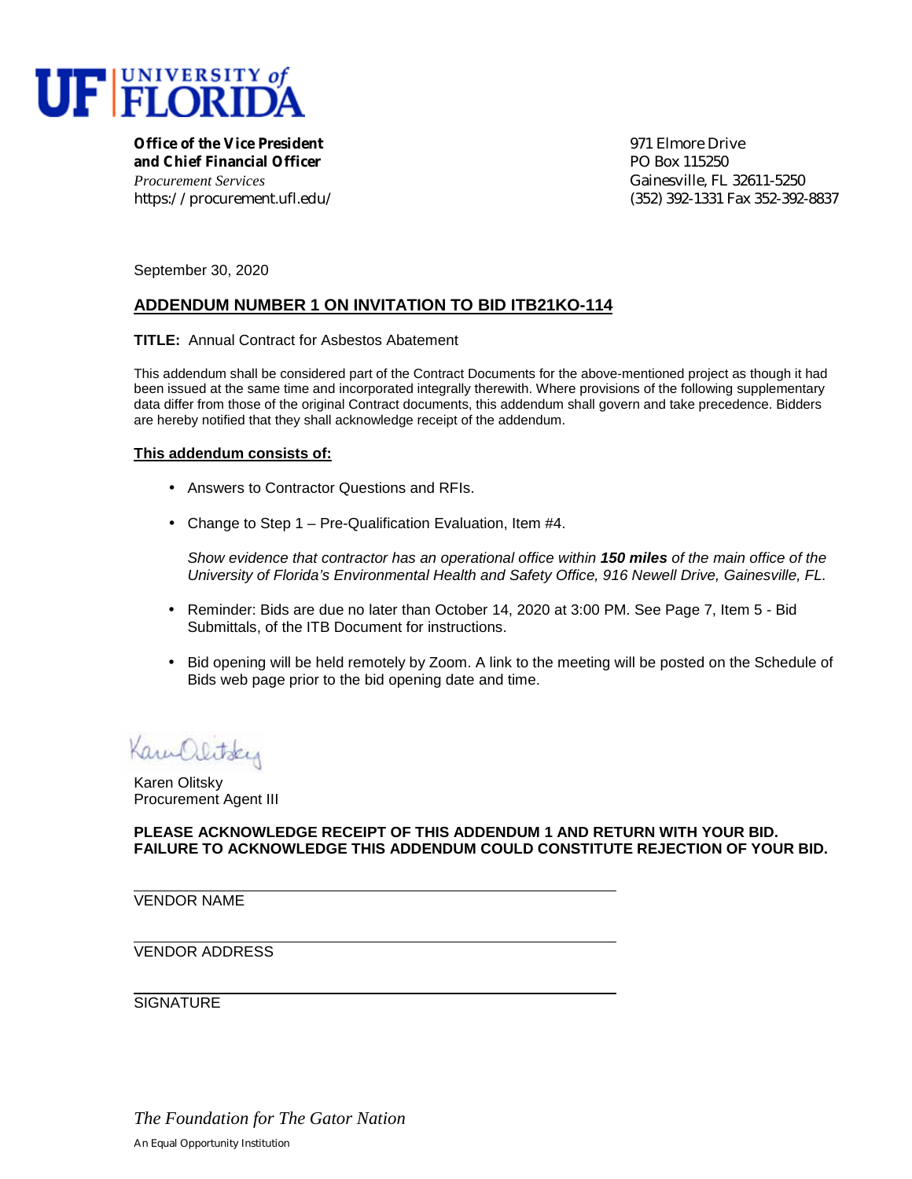**UF UNIVERSITY of FLORIDA**

**Office of the Vice President**
**and Chief Financial Officer**
*Procurement Services*
https://procurement.ufl.edu/

971 Elmore Drive
PO Box 115250
Gainesville, FL 32611-5250
(352) 392-1331 Fax 352-392-8837

September 30, 2020

## ADDENDUM NUMBER 1 ON INVITATION TO BID ITB21KO-114

**TITLE:** Annual Contract for Asbestos Abatement

This addendum shall be considered part of the Contract Documents for the above-mentioned project as though it had been issued at the same time and incorporated integrally therewith. Where provisions of the following supplementary data differ from those of the original Contract documents, this addendum shall govern and take precedence. Bidders are hereby notified that they shall acknowledge receipt of the addendum.

**This addendum consists of:**

- Answers to Contractor Questions and RFIs.
- Change to Step 1 – Pre-Qualification Evaluation, Item #4.

  *Show evidence that contractor has an operational office within* ***150 miles*** *of the main office of the University of Florida's Environmental Health and Safety Office, 916 Newell Drive, Gainesville, FL.*

- Reminder: Bids are due no later than October 14, 2020 at 3:00 PM. See Page 7, Item 5 - Bid Submittals, of the ITB Document for instructions.
- Bid opening will be held remotely by Zoom. A link to the meeting will be posted on the Schedule of Bids web page prior to the bid opening date and time.

Karen Olitsky
Procurement Agent III

**PLEASE ACKNOWLEDGE RECEIPT OF THIS ADDENDUM 1 AND RETURN WITH YOUR BID. FAILURE TO ACKNOWLEDGE THIS ADDENDUM COULD CONSTITUTE REJECTION OF YOUR BID.**

\_\_\_\_\_\_\_\_\_\_\_\_\_\_\_\_\_\_\_\_\_\_\_\_\_\_\_\_\_\_\_\_\_\_\_\_\_\_\_\_
VENDOR NAME

\_\_\_\_\_\_\_\_\_\_\_\_\_\_\_\_\_\_\_\_\_\_\_\_\_\_\_\_\_\_\_\_\_\_\_\_\_\_\_\_
VENDOR ADDRESS

\_\_\_\_\_\_\_\_\_\_\_\_\_\_\_\_\_\_\_\_\_\_\_\_\_\_\_\_\_\_\_\_\_\_\_\_\_\_\_\_
SIGNATURE

*The Foundation for The Gator Nation*

An Equal Opportunity Institution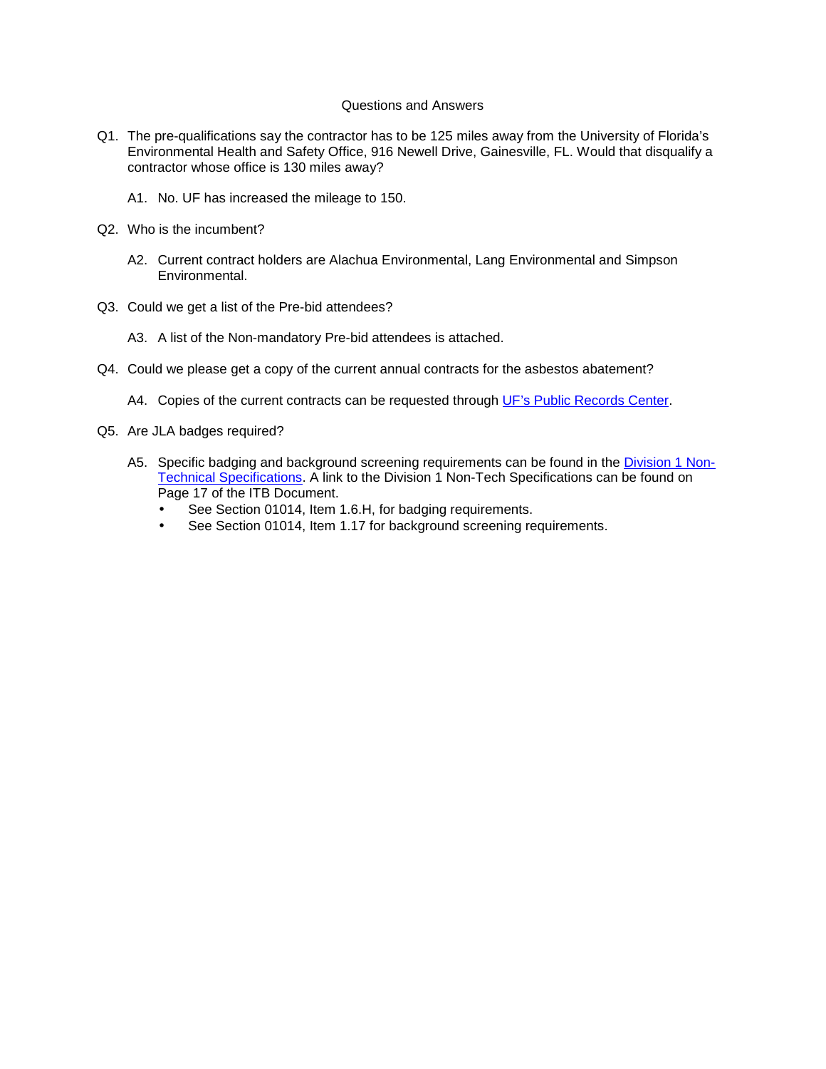# Questions and Answers

Q1. The pre-qualifications say the contractor has to be 125 miles away from the University of Florida's Environmental Health and Safety Office, 916 Newell Drive, Gainesville, FL. Would that disqualify a contractor whose office is 130 miles away?

> A1. No. UF has increased the mileage to 150.

Q2. Who is the incumbent?

> A2. Current contract holders are Alachua Environmental, Lang Environmental and Simpson Environmental.

Q3. Could we get a list of the Pre-bid attendees?

> A3. A list of the Non-mandatory Pre-bid attendees is attached.

Q4. Could we please get a copy of the current annual contracts for the asbestos abatement?

> A4. Copies of the current contracts can be requested through UF's Public Records Center.

Q5. Are JLA badges required?

> A5. Specific badging and background screening requirements can be found in the Division 1 Non-Technical Specifications. A link to the Division 1 Non-Tech Specifications can be found on Page 17 of the ITB Document.
>
> - See Section 01014, Item 1.6.H, for badging requirements.
> - See Section 01014, Item 1.17 for background screening requirements.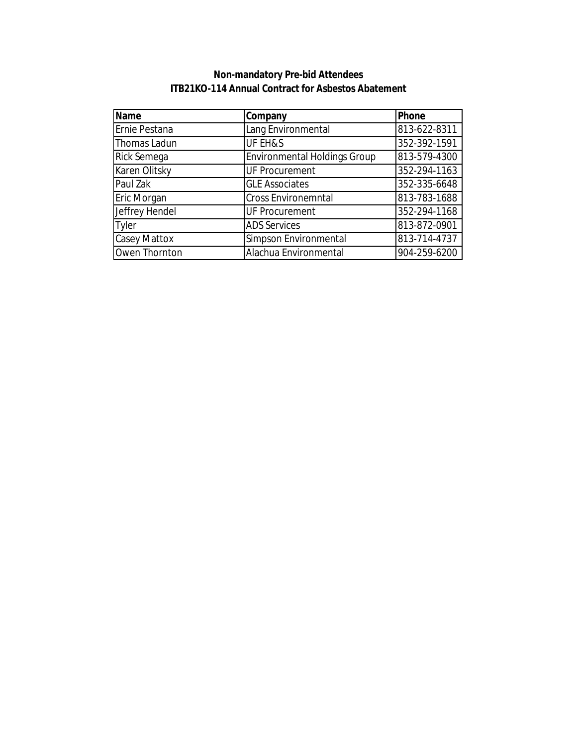**Non-mandatory Pre-bid Attendees**
**ITB21KO-114 Annual Contract for Asbestos Abatement**

| Name | Company | Phone |
|---|---|---|
| Ernie Pestana | Lang Environmental | 813-622-8311 |
| Thomas Ladun | UF EH&S | 352-392-1591 |
| Rick Semega | Environmental Holdings Group | 813-579-4300 |
| Karen Olitsky | UF Procurement | 352-294-1163 |
| Paul Zak | GLE Associates | 352-335-6648 |
| Eric Morgan | Cross Environemntal | 813-783-1688 |
| Jeffrey Hendel | UF Procurement | 352-294-1168 |
| Tyler | ADS Services | 813-872-0901 |
| Casey Mattox | Simpson Environmental | 813-714-4737 |
| Owen Thornton | Alachua Environmental | 904-259-6200 |